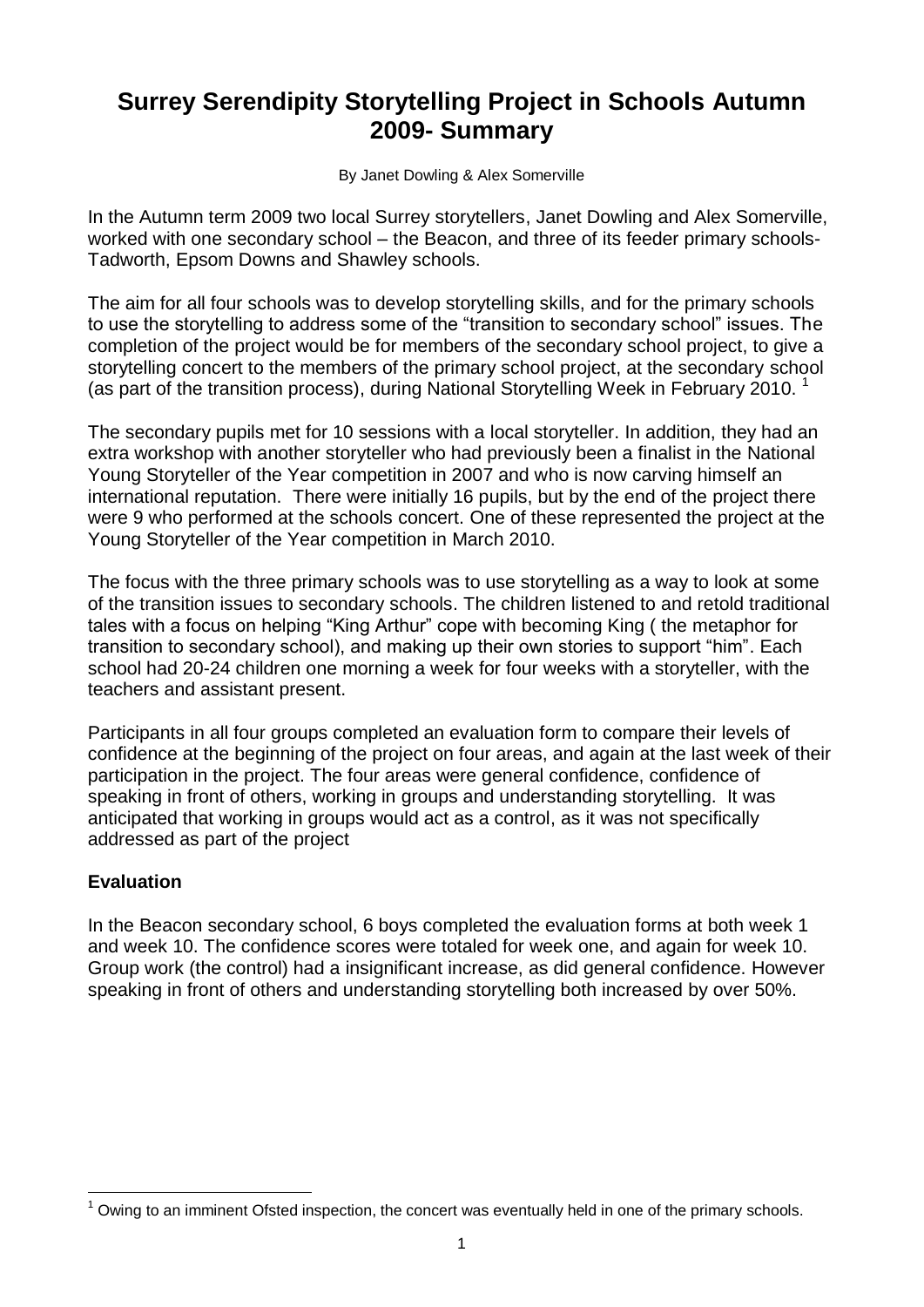# Surrey Serendipity Storytelling Project in Schools Autumn 2009- Summary

By Janet Dowling & Alex Somerville

In the Autumn term 2009 two local Surrey storytellers, Janet Dowling and Alex Somerville, worked with one secondary school – the Beacon, and three of its feeder primary schools- Tadworth, Epsom Downs and Shawley schools.

The aim for all four schools was to develop storytelling skills, and for the primary schools to use the storytelling to address some of the "transition to secondary school" issues. The completion of the project would be for members of the secondary school project, to give a storytelling concert to the members of the primary school project, at the secondary school (as part of the transition process), during National Storytelling Week in February 2010. [1]

The secondary pupils met for 10 sessions with a local storyteller. In addition, they had an extra workshop with another storyteller who had previously been a finalist in the National Young Storyteller of the Year competition in 2007 and who is now carving himself an international reputation. There were initially 16 pupils, but by the end of the project there were 9 who performed at the schools concert. One of these represented the project at the Young Storyteller of the Year competition in March 2010.

The focus with the three primary schools was to use storytelling as a way to look at some of the transition issues to secondary schools. The children listened to and retold traditional tales with a focus on helping "King Arthur" cope with becoming King ( the metaphor for transition to secondary school), and making up their own stories to support "him". Each school had 20-24 children one morning a week for four weeks with a storyteller, with the teachers and assistant present.

Participants in all four groups completed an evaluation form to compare their levels of confidence at the beginning of the project on four areas, and again at the last week of their participation in the project. The four areas were general confidence, confidence of speaking in front of others, working in groups and understanding storytelling. It was anticipated that working in groups would act as a control, as it was not specifically addressed as part of the project

## Evaluation

In the Beacon secondary school, 6 boys completed the evaluation forms at both week 1 and week 10. The confidence scores were totaled for week one, and again for week 10. Group work (the control) had a insignificant increase, as did general confidence. However speaking in front of others and understanding storytelling both increased by over 50%.

[1] Owing to an imminent Ofsted inspection, the concert was eventually held in one of the primary schools.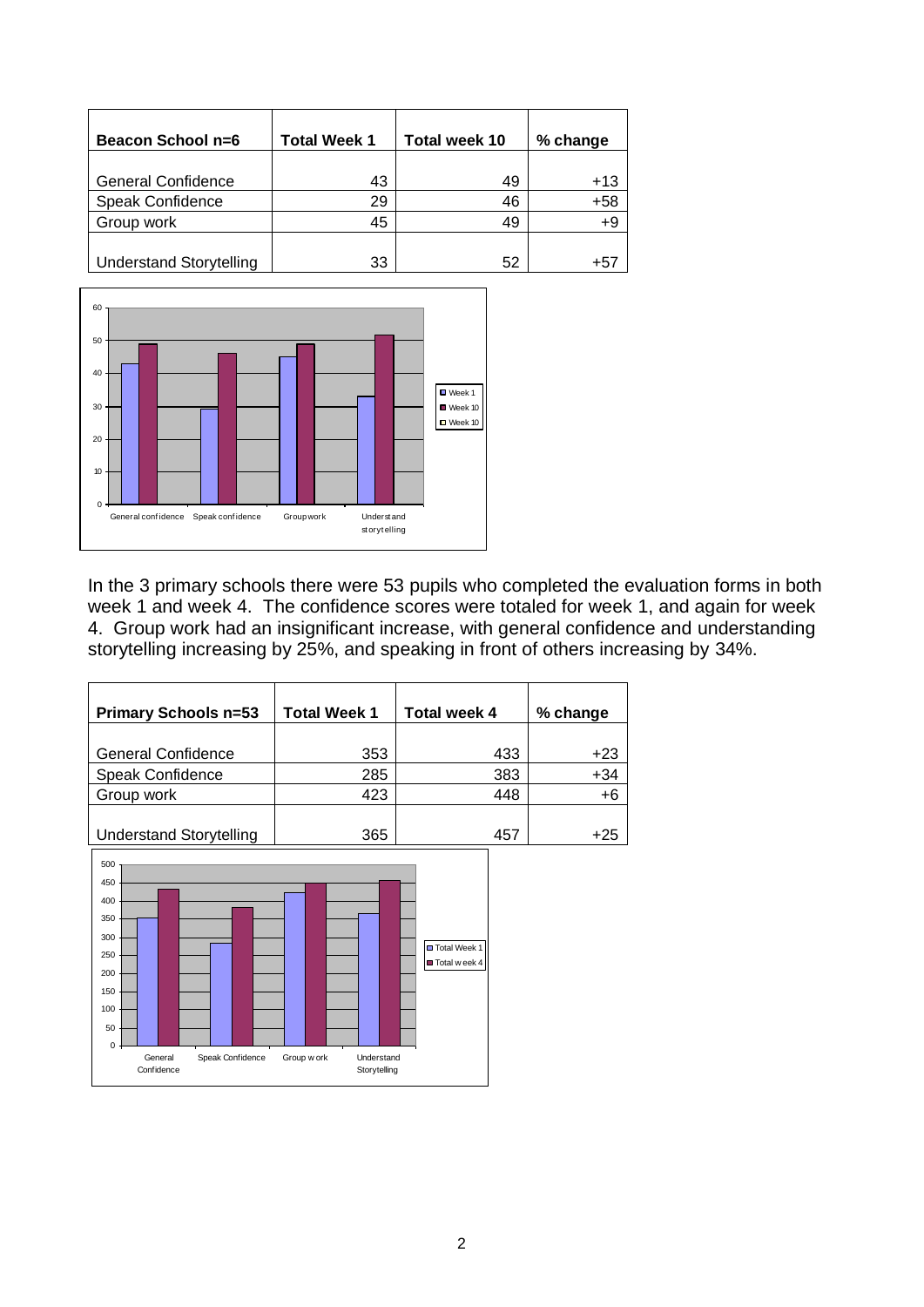| Beacon School n=6 | Total Week 1 | Total week 10 | % change |
|---|---|---|---|
| General Confidence | 43 | 49 | +13 |
| Speak Confidence | 29 | 46 | +58 |
| Group work | 45 | 49 | +9 |
| Understand Storytelling | 33 | 52 | +57 |

In the 3 primary schools there were 53 pupils who completed the evaluation forms in both week 1 and week 4. The confidence scores were totaled for week 1, and again for week 4. Group work had an insignificant increase, with general confidence and understanding storytelling increasing by 25%, and speaking in front of others increasing by 34%.

| Primary Schools n=53 | Total Week 1 | Total week 4 | % change |
|---|---|---|---|
| General Confidence | 353 | 433 | +23 |
| Speak Confidence | 285 | 383 | +34 |
| Group work | 423 | 448 | +6 |
| Understand Storytelling | 365 | 457 | +25 |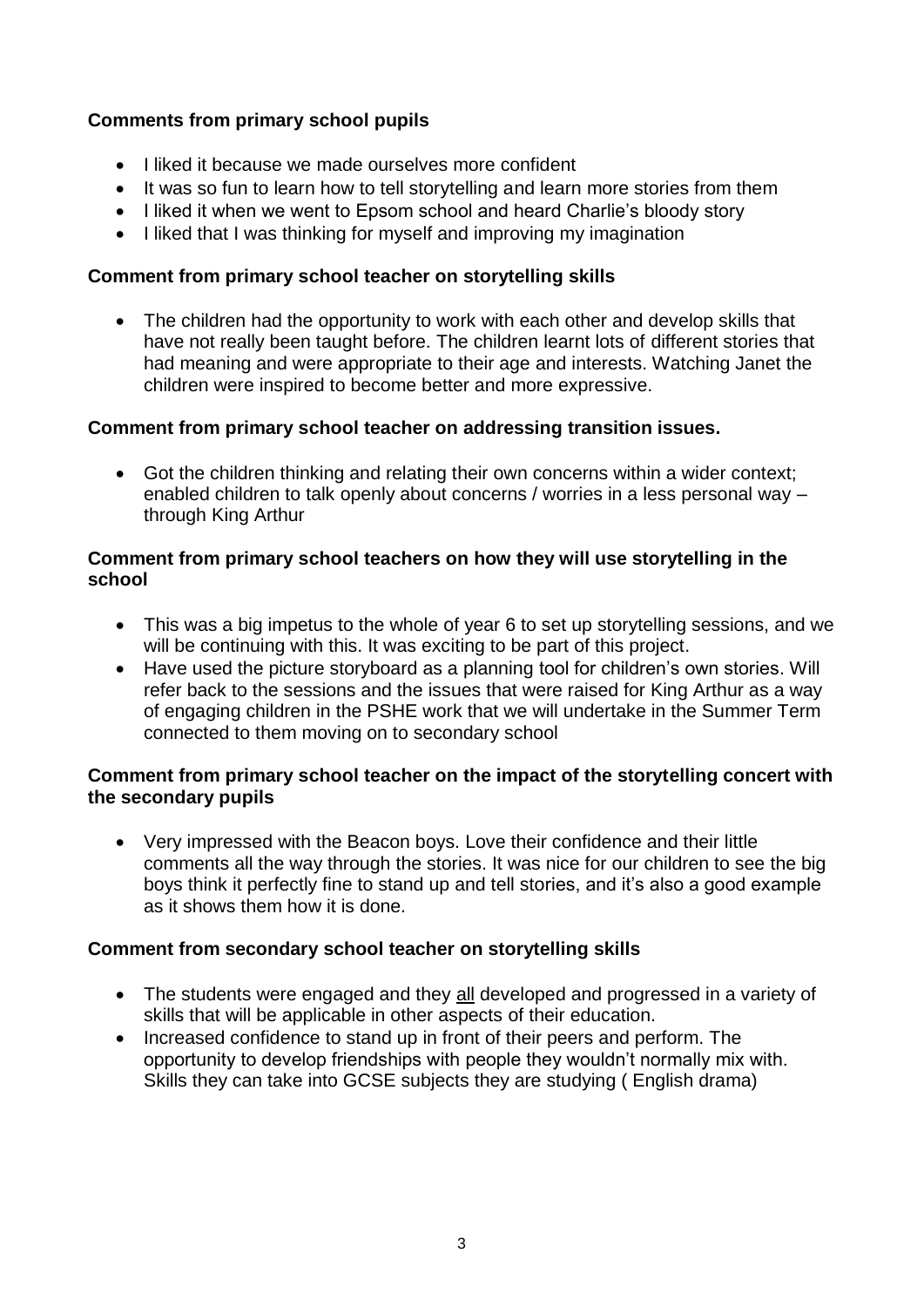**Comments from primary school pupils**

- I liked it because we made ourselves more confident
- It was so fun to learn how to tell storytelling and learn more stories from them
- I liked it when we went to Epsom school and heard Charlie's bloody story
- I liked that I was thinking for myself and improving my imagination

**Comment from primary school teacher on storytelling skills**

- The children had the opportunity to work with each other and develop skills that have not really been taught before. The children learnt lots of different stories that had meaning and were appropriate to their age and interests. Watching Janet the children were inspired to become better and more expressive.

**Comment from primary school teacher on addressing transition issues.**

- Got the children thinking and relating their own concerns within a wider context; enabled children to talk openly about concerns / worries in a less personal way – through King Arthur

**Comment from primary school teachers on how they will use storytelling in the school**

- This was a big impetus to the whole of year 6 to set up storytelling sessions, and we will be continuing with this. It was exciting to be part of this project.
- Have used the picture storyboard as a planning tool for children's own stories. Will refer back to the sessions and the issues that were raised for King Arthur as a way of engaging children in the PSHE work that we will undertake in the Summer Term connected to them moving on to secondary school

**Comment from primary school teacher on the impact of the storytelling concert with the secondary pupils**

- Very impressed with the Beacon boys. Love their confidence and their little comments all the way through the stories. It was nice for our children to see the big boys think it perfectly fine to stand up and tell stories, and it's also a good example as it shows them how it is done.

**Comment from secondary school teacher on storytelling skills**

- The students were engaged and they <u>all</u> developed and progressed in a variety of skills that will be applicable in other aspects of their education.
- Increased confidence to stand up in front of their peers and perform. The opportunity to develop friendships with people they wouldn't normally mix with. Skills they can take into GCSE subjects they are studying ( English drama)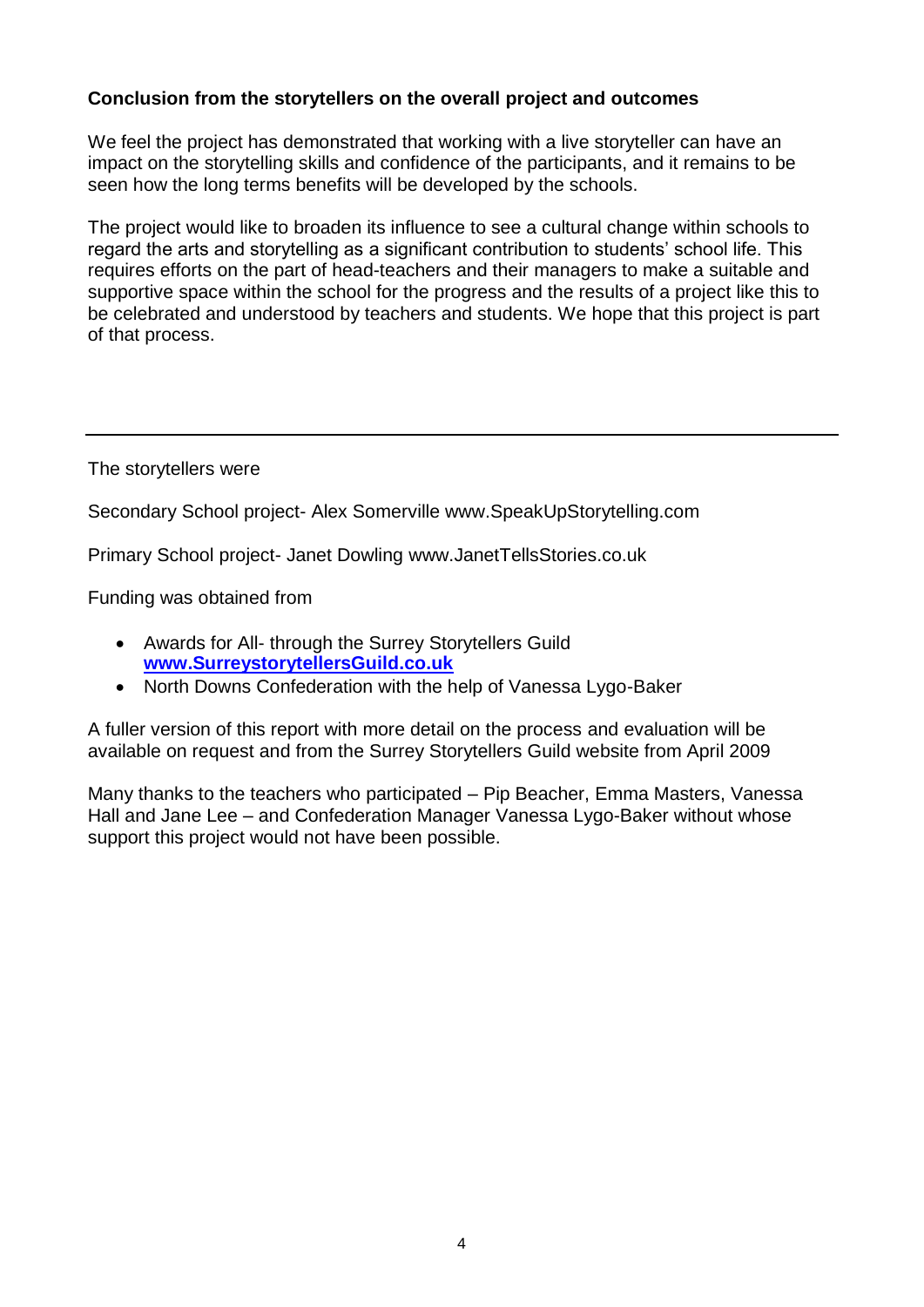**Conclusion from the storytellers on the overall project and outcomes**

We feel the project has demonstrated that working with a live storyteller can have an impact on the storytelling skills and confidence of the participants, and it remains to be seen how the long terms benefits will be developed by the schools.

The project would like to broaden its influence to see a cultural change within schools to regard the arts and storytelling as a significant contribution to students' school life. This requires efforts on the part of head-teachers and their managers to make a suitable and supportive space within the school for the progress and the results of a project like this to be celebrated and understood by teachers and students. We hope that this project is part of that process.

---

The storytellers were

Secondary School project- Alex Somerville www.SpeakUpStorytelling.com

Primary School project- Janet Dowling www.JanetTellsStories.co.uk

Funding was obtained from

- Awards for All- through the Surrey Storytellers Guild **www.SurreystorytellersGuild.co.uk**
- North Downs Confederation with the help of Vanessa Lygo-Baker

A fuller version of this report with more detail on the process and evaluation will be available on request and from the Surrey Storytellers Guild website from April 2009

Many thanks to the teachers who participated – Pip Beacher, Emma Masters, Vanessa Hall and Jane Lee – and Confederation Manager Vanessa Lygo-Baker without whose support this project would not have been possible.